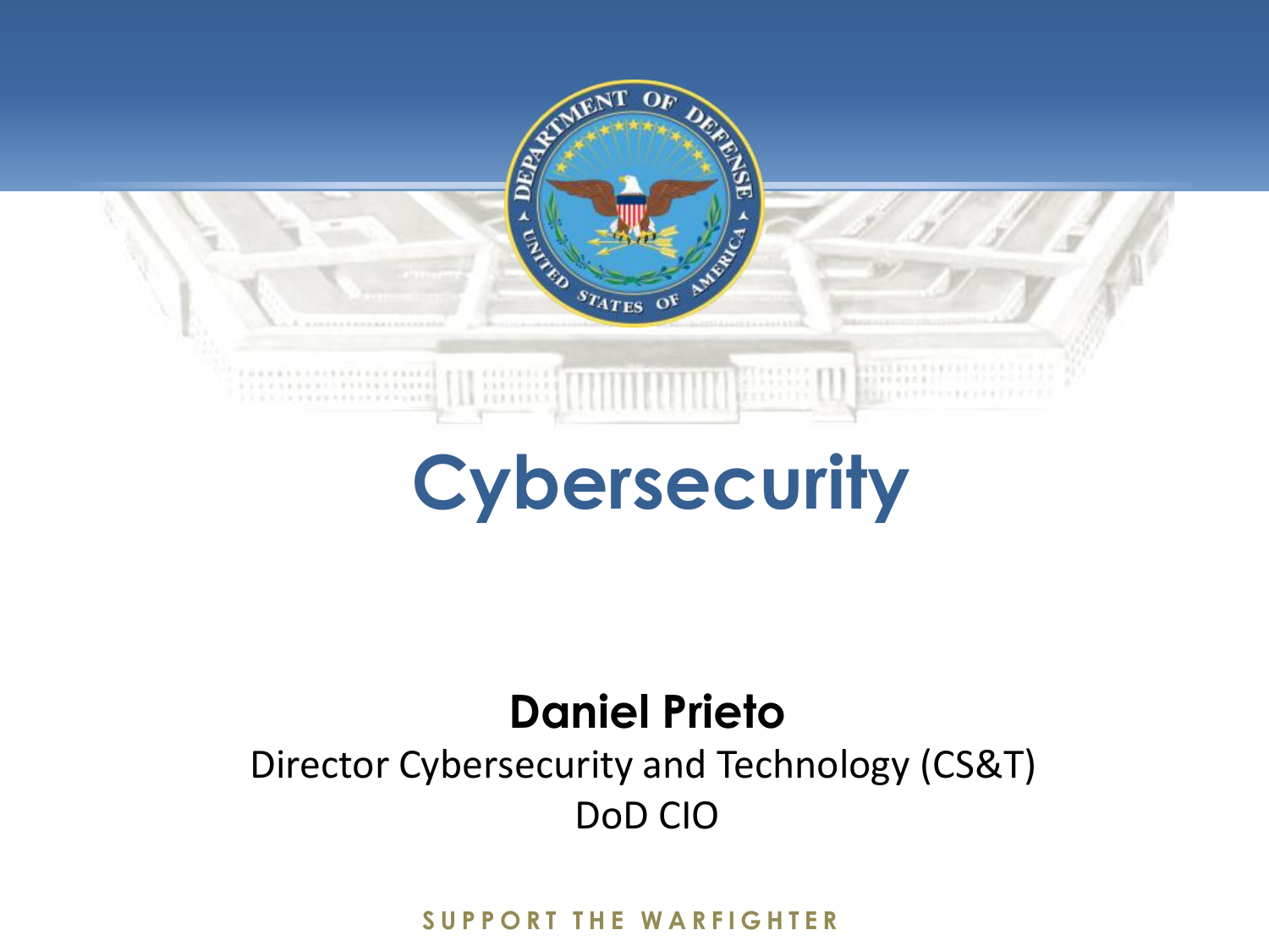# Cybersecurity

**Daniel Prieto**

Director Cybersecurity and Technology (CS&T)

DoD CIO

SUPPORT THE WARFIGHTER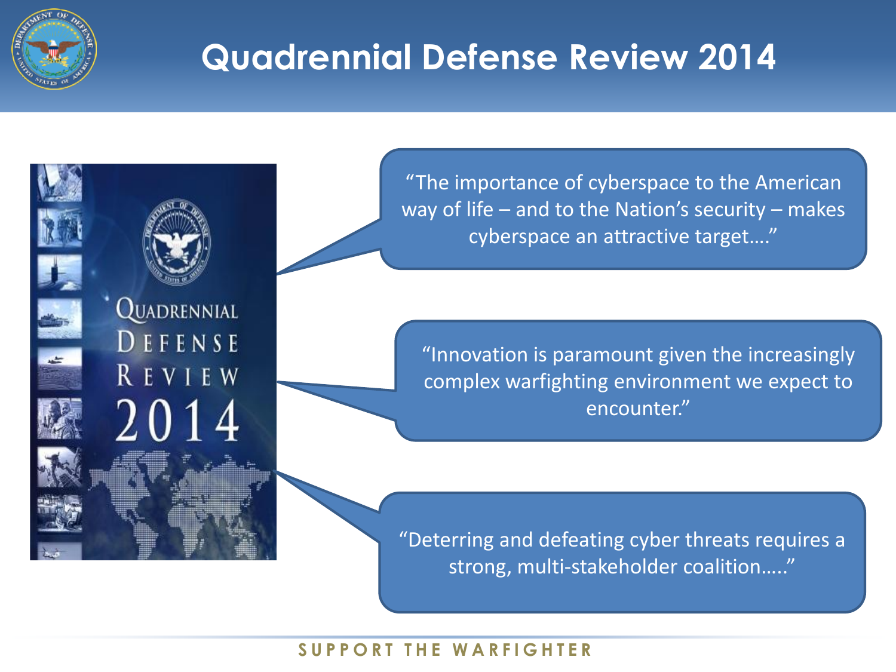# Quadrennial Defense Review 2014

"The importance of cyberspace to the American way of life – and to the Nation's security – makes cyberspace an attractive target…."

"Innovation is paramount given the increasingly complex warfighting environment we expect to encounter."

"Deterring and defeating cyber threats requires a strong, multi-stakeholder coalition….."

SUPPORT THE WARFIGHTER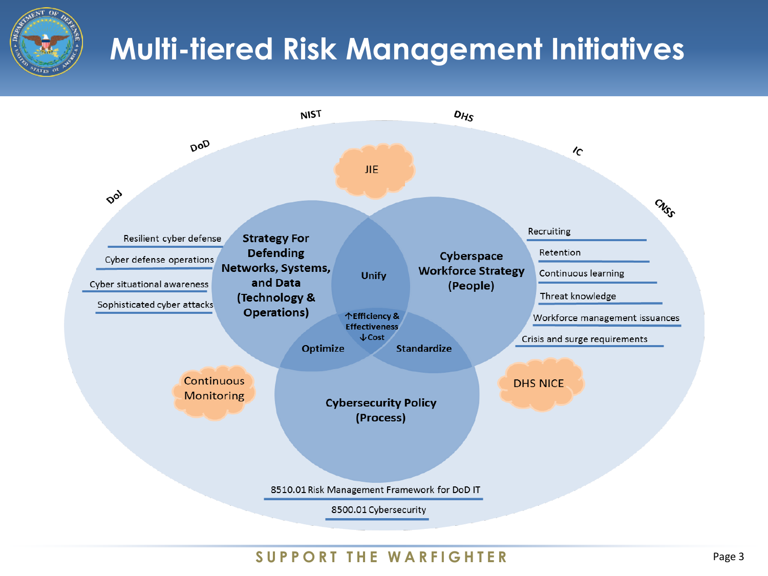# Multi-tiered Risk Management Initiatives

DoJ

DoD

NIST

DHS

IC

CNSS

JIE

Resilient cyber defense

Cyber defense operations

Cyber situational awareness

Sophisticated cyber attacks

**Strategy For Defending Networks, Systems, and Data (Technology & Operations)**

**Unify**

**Cyberspace Workforce Strategy (People)**

Recruiting

Retention

Continuous learning

Threat knowledge

Workforce management issuances

Crisis and surge requirements

**↑Efficiency & Effectiveness ↓Cost**

**Optimize**

**Standardize**

Continuous Monitoring

DHS NICE

**Cybersecurity Policy (Process)**

8510.01 Risk Management Framework for DoD IT

8500.01 Cybersecurity

SUPPORT THE WARFIGHTER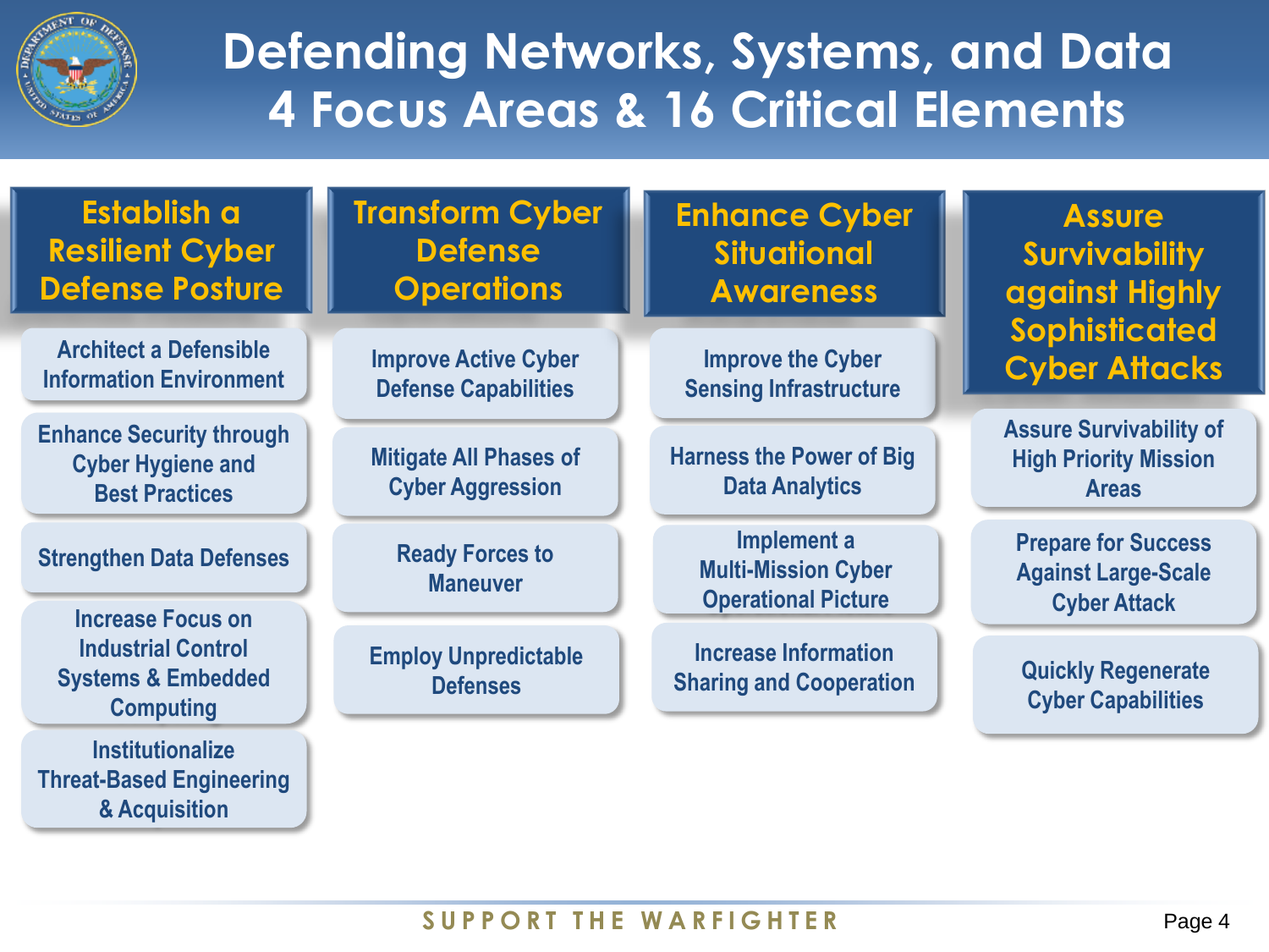# Defending Networks, Systems, and Data
# 4 Focus Areas & 16 Critical Elements

## Establish a Resilient Cyber Defense Posture

- Architect a Defensible Information Environment
- Enhance Security through Cyber Hygiene and Best Practices
- Strengthen Data Defenses
- Increase Focus on Industrial Control Systems & Embedded Computing
- Institutionalize Threat-Based Engineering & Acquisition

## Transform Cyber Defense Operations

- Improve Active Cyber Defense Capabilities
- Mitigate All Phases of Cyber Aggression
- Ready Forces to Maneuver
- Employ Unpredictable Defenses

## Enhance Cyber Situational Awareness

- Improve the Cyber Sensing Infrastructure
- Harness the Power of Big Data Analytics
- Implement a Multi-Mission Cyber Operational Picture
- Increase Information Sharing and Cooperation

## Assure Survivability against Highly Sophisticated Cyber Attacks

- Assure Survivability of High Priority Mission Areas
- Prepare for Success Against Large-Scale Cyber Attack
- Quickly Regenerate Cyber Capabilities

SUPPORT THE WARFIGHTER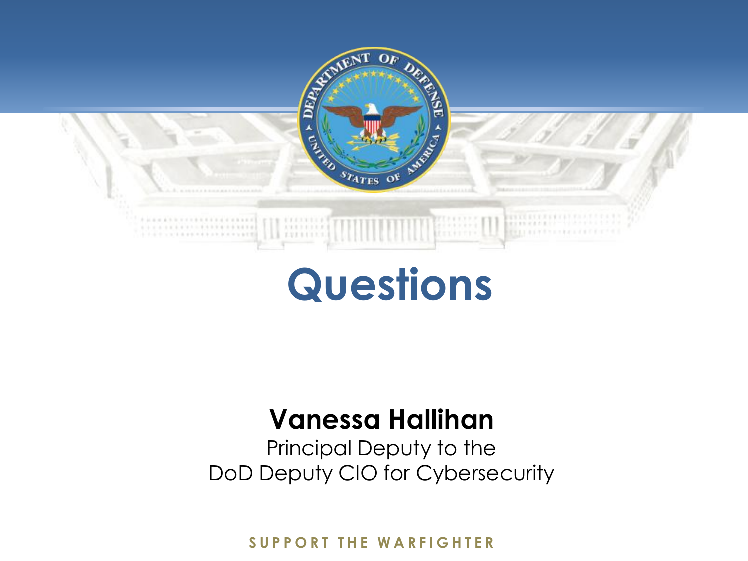# Questions

**Vanessa Hallihan**

Principal Deputy to the
DoD Deputy CIO for Cybersecurity

SUPPORT THE WARFIGHTER